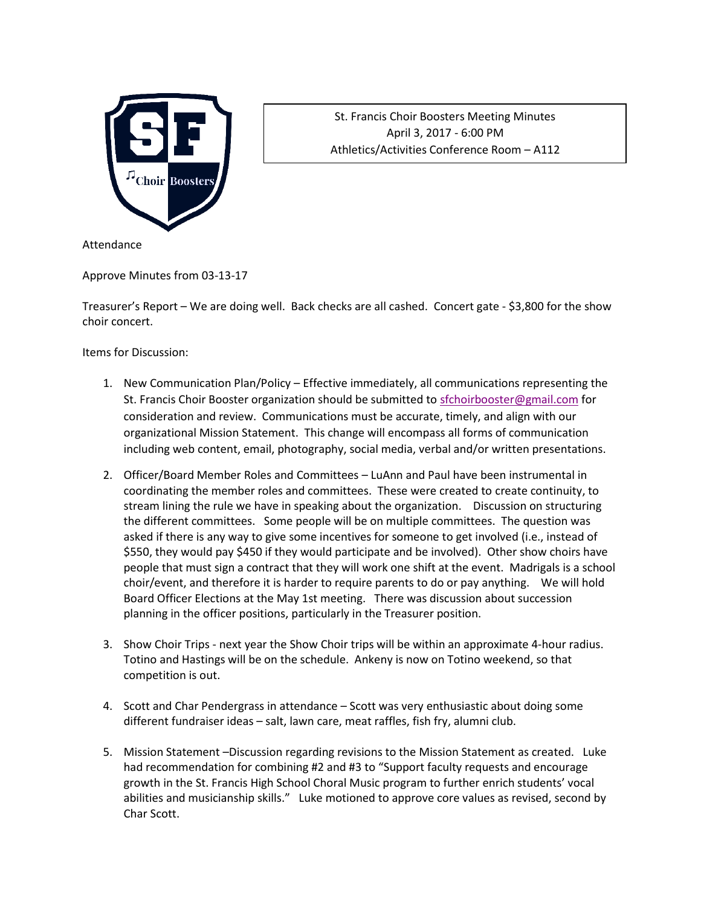St. Francis Choir Boosters Meeting Minutes
April 3, 2017 - 6:00 PM
Athletics/Activities Conference Room – A112

Attendance

Approve Minutes from 03-13-17

Treasurer's Report – We are doing well. Back checks are all cashed. Concert gate - $3,800 for the show choir concert.

Items for Discussion:

1. New Communication Plan/Policy – Effective immediately, all communications representing the St. Francis Choir Booster organization should be submitted to sfchoirbooster@gmail.com for consideration and review. Communications must be accurate, timely, and align with our organizational Mission Statement. This change will encompass all forms of communication including web content, email, photography, social media, verbal and/or written presentations.

2. Officer/Board Member Roles and Committees – LuAnn and Paul have been instrumental in coordinating the member roles and committees. These were created to create continuity, to stream lining the rule we have in speaking about the organization. Discussion on structuring the different committees. Some people will be on multiple committees. The question was asked if there is any way to give some incentives for someone to get involved (i.e., instead of $550, they would pay $450 if they would participate and be involved). Other show choirs have people that must sign a contract that they will work one shift at the event. Madrigals is a school choir/event, and therefore it is harder to require parents to do or pay anything. We will hold Board Officer Elections at the May 1st meeting. There was discussion about succession planning in the officer positions, particularly in the Treasurer position.

3. Show Choir Trips - next year the Show Choir trips will be within an approximate 4-hour radius. Totino and Hastings will be on the schedule. Ankeny is now on Totino weekend, so that competition is out.

4. Scott and Char Pendergrass in attendance – Scott was very enthusiastic about doing some different fundraiser ideas – salt, lawn care, meat raffles, fish fry, alumni club.

5. Mission Statement –Discussion regarding revisions to the Mission Statement as created. Luke had recommendation for combining #2 and #3 to "Support faculty requests and encourage growth in the St. Francis High School Choral Music program to further enrich students' vocal abilities and musicianship skills." Luke motioned to approve core values as revised, second by Char Scott.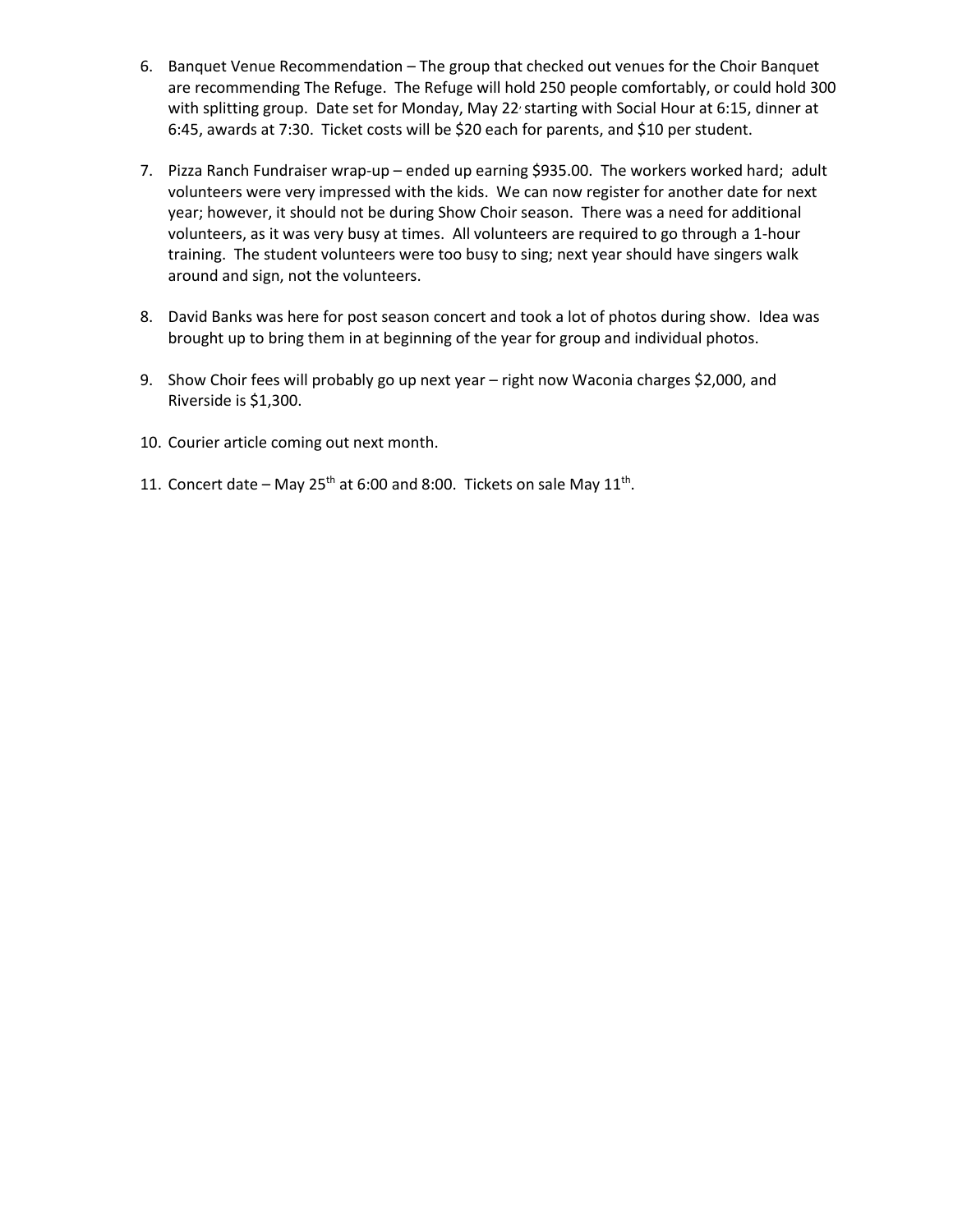6. Banquet Venue Recommendation – The group that checked out venues for the Choir Banquet are recommending The Refuge. The Refuge will hold 250 people comfortably, or could hold 300 with splitting group. Date set for Monday, May 22, starting with Social Hour at 6:15, dinner at 6:45, awards at 7:30. Ticket costs will be $20 each for parents, and $10 per student.

7. Pizza Ranch Fundraiser wrap-up – ended up earning $935.00. The workers worked hard; adult volunteers were very impressed with the kids. We can now register for another date for next year; however, it should not be during Show Choir season. There was a need for additional volunteers, as it was very busy at times. All volunteers are required to go through a 1-hour training. The student volunteers were too busy to sing; next year should have singers walk around and sign, not the volunteers.

8. David Banks was here for post season concert and took a lot of photos during show. Idea was brought up to bring them in at beginning of the year for group and individual photos.

9. Show Choir fees will probably go up next year – right now Waconia charges $2,000, and Riverside is $1,300.

10. Courier article coming out next month.

11. Concert date – May 25th at 6:00 and 8:00. Tickets on sale May 11th.